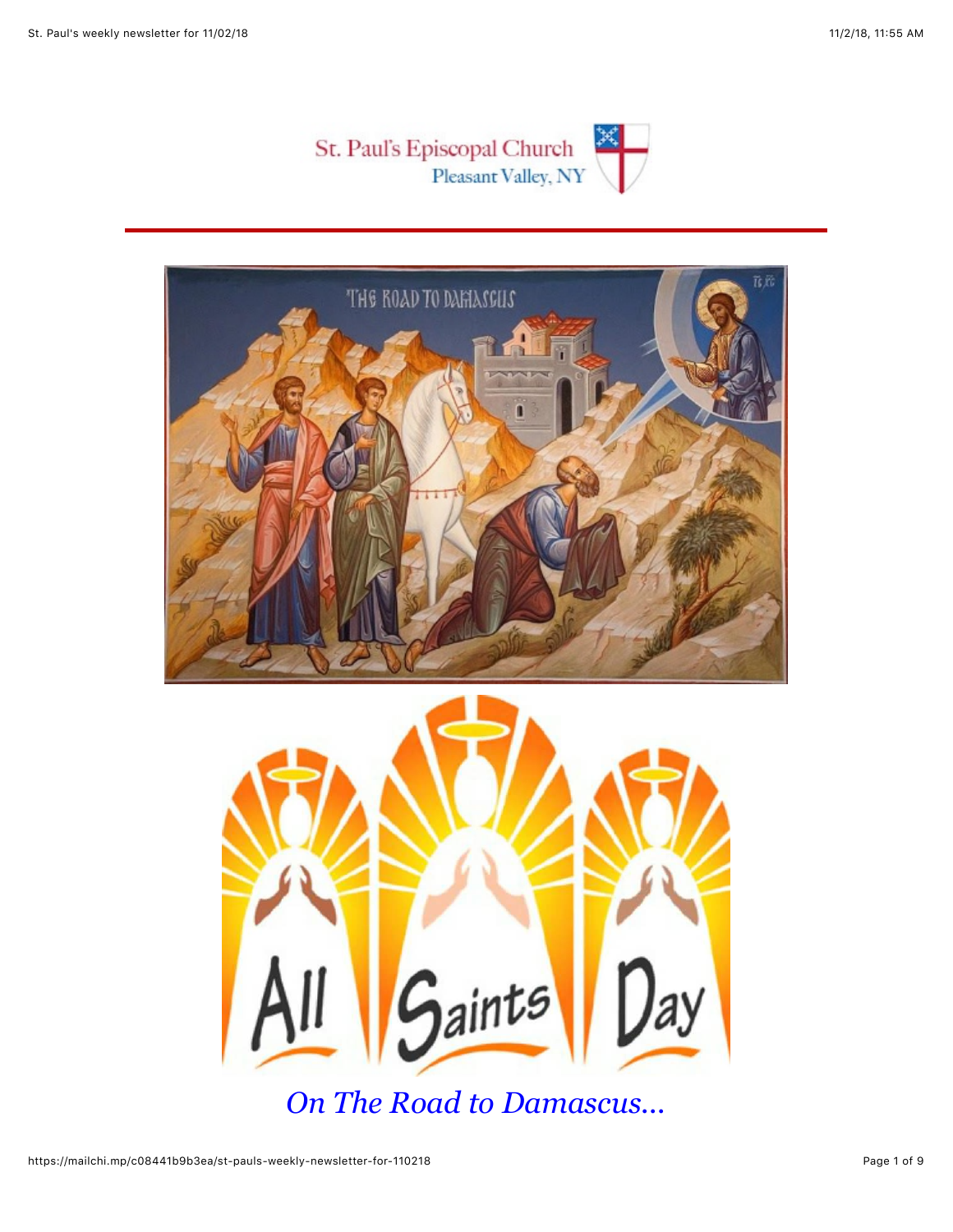St. Paul's Episcopal Church
Pleasant Valley, NY

*On The Road to Damascus...*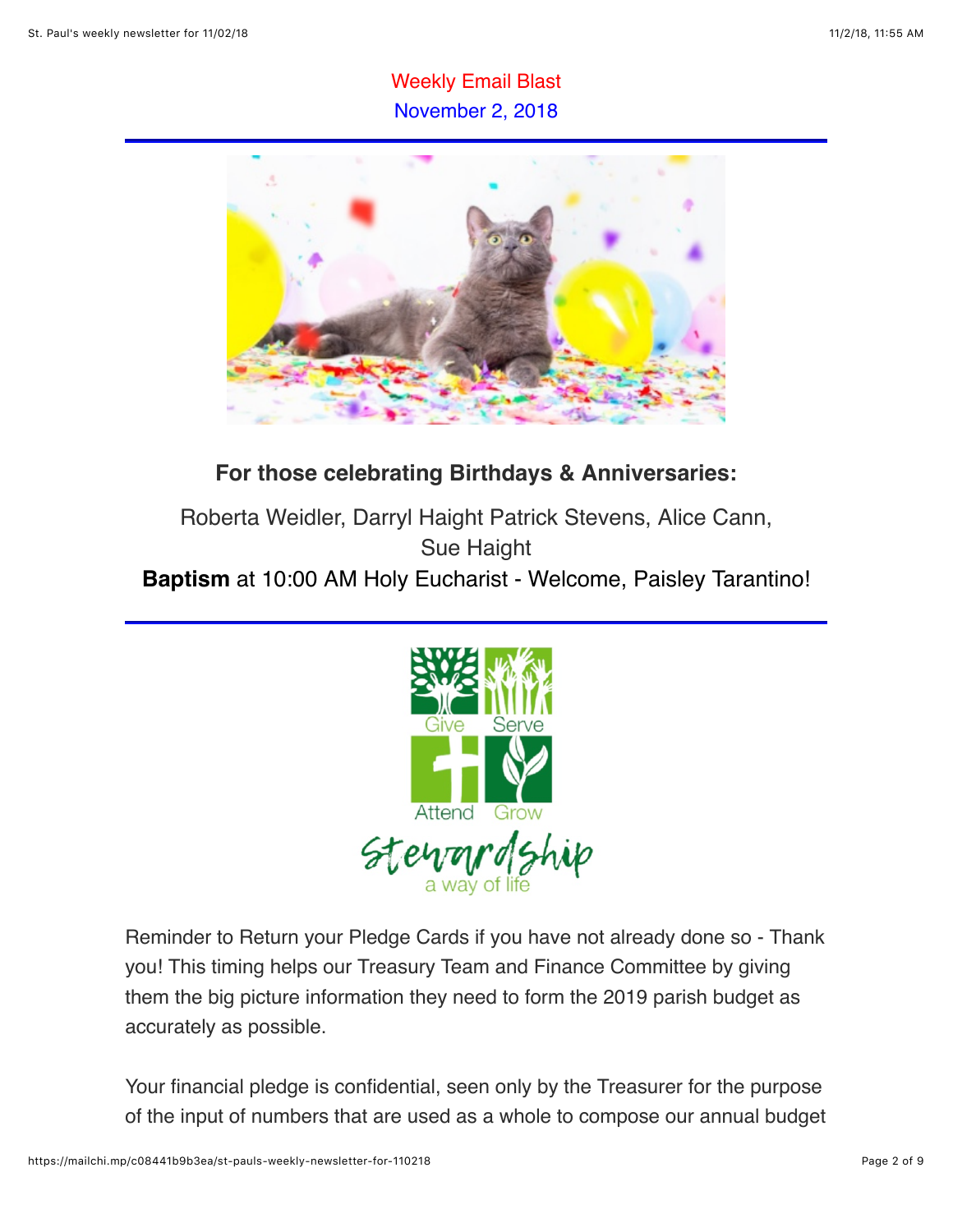Weekly Email Blast

November 2, 2018

**For those celebrating Birthdays & Anniversaries:**

Roberta Weidler, Darryl Haight Patrick Stevens, Alice Cann, Sue Haight

**Baptism** at 10:00 AM Holy Eucharist - Welcome, Paisley Tarantino!

Give Serve Attend Grow

Stewardship a way of life

Reminder to Return your Pledge Cards if you have not already done so - Thank you! This timing helps our Treasury Team and Finance Committee by giving them the big picture information they need to form the 2019 parish budget as accurately as possible.

Your financial pledge is confidential, seen only by the Treasurer for the purpose of the input of numbers that are used as a whole to compose our annual budget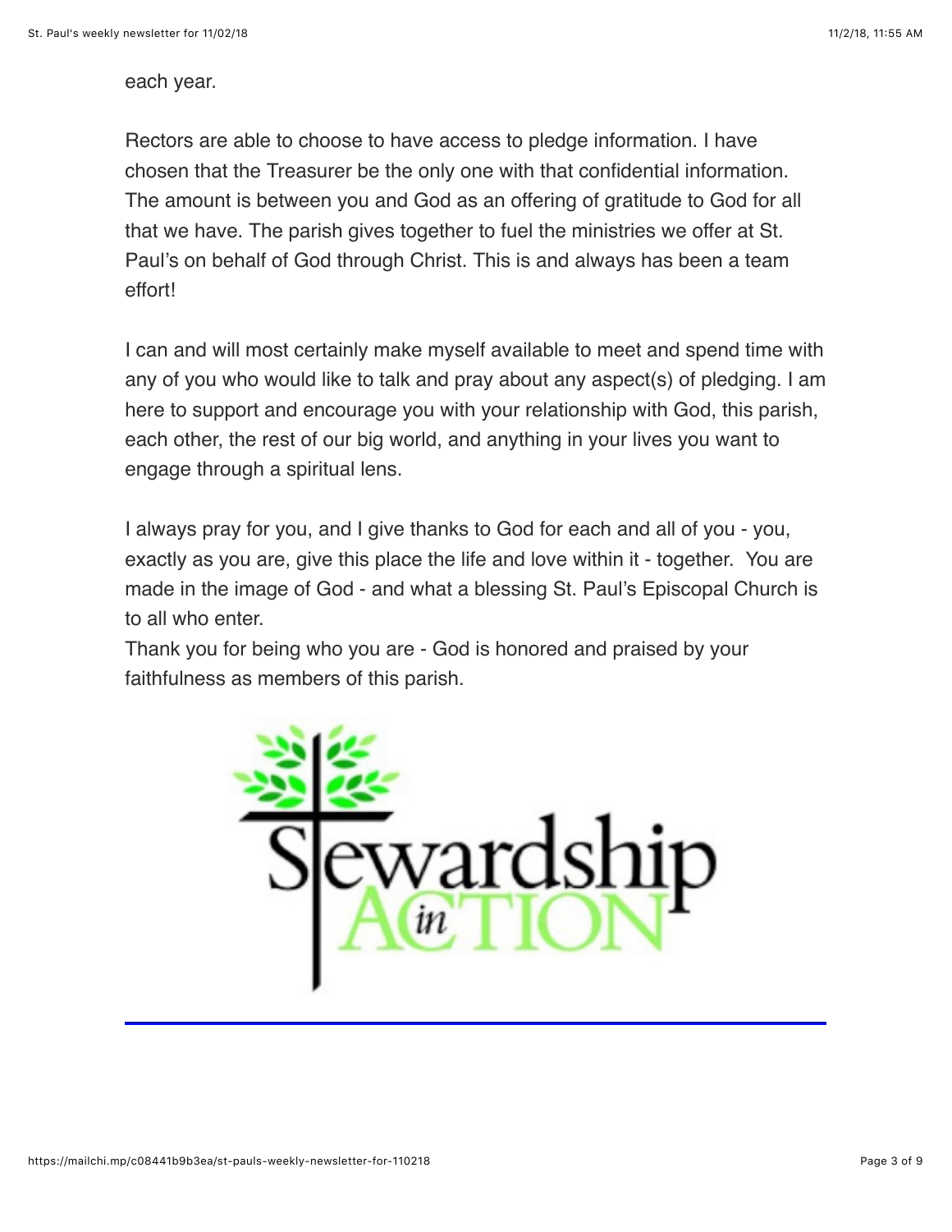each year.

Rectors are able to choose to have access to pledge information. I have chosen that the Treasurer be the only one with that confidential information. The amount is between you and God as an offering of gratitude to God for all that we have. The parish gives together to fuel the ministries we offer at St. Paul's on behalf of God through Christ. This is and always has been a team effort!

I can and will most certainly make myself available to meet and spend time with any of you who would like to talk and pray about any aspect(s) of pledging. I am here to support and encourage you with your relationship with God, this parish, each other, the rest of our big world, and anything in your lives you want to engage through a spiritual lens.

I always pray for you, and I give thanks to God for each and all of you - you, exactly as you are, give this place the life and love within it - together. You are made in the image of God - and what a blessing St. Paul's Episcopal Church is to all who enter.
Thank you for being who you are - God is honored and praised by your faithfulness as members of this parish.

Stewardship in ACTION

---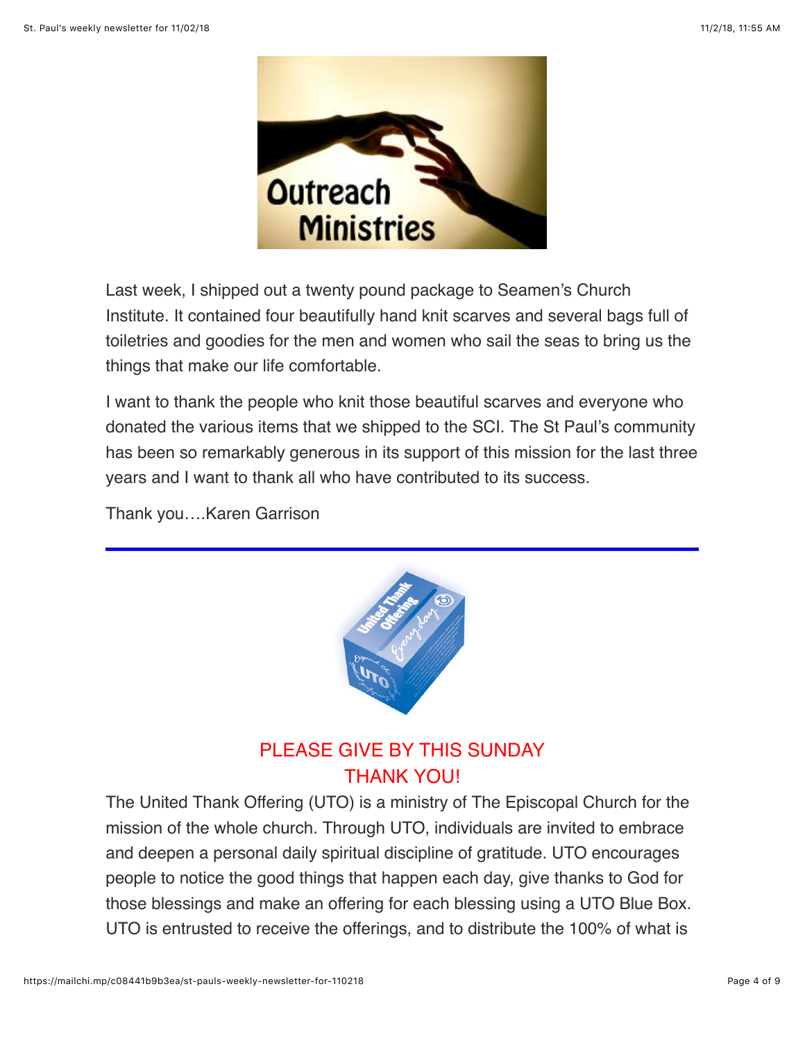Last week, I shipped out a twenty pound package to Seamen's Church Institute. It contained four beautifully hand knit scarves and several bags full of toiletries and goodies for the men and women who sail the seas to bring us the things that make our life comfortable.

I want to thank the people who knit those beautiful scarves and everyone who donated the various items that we shipped to the SCI. The St Paul's community has been so remarkably generous in its support of this mission for the last three years and I want to thank all who have contributed to its success.

Thank you….Karen Garrison

---

PLEASE GIVE BY THIS SUNDAY
THANK YOU!

The United Thank Offering (UTO) is a ministry of The Episcopal Church for the mission of the whole church. Through UTO, individuals are invited to embrace and deepen a personal daily spiritual discipline of gratitude. UTO encourages people to notice the good things that happen each day, give thanks to God for those blessings and make an offering for each blessing using a UTO Blue Box. UTO is entrusted to receive the offerings, and to distribute the 100% of what is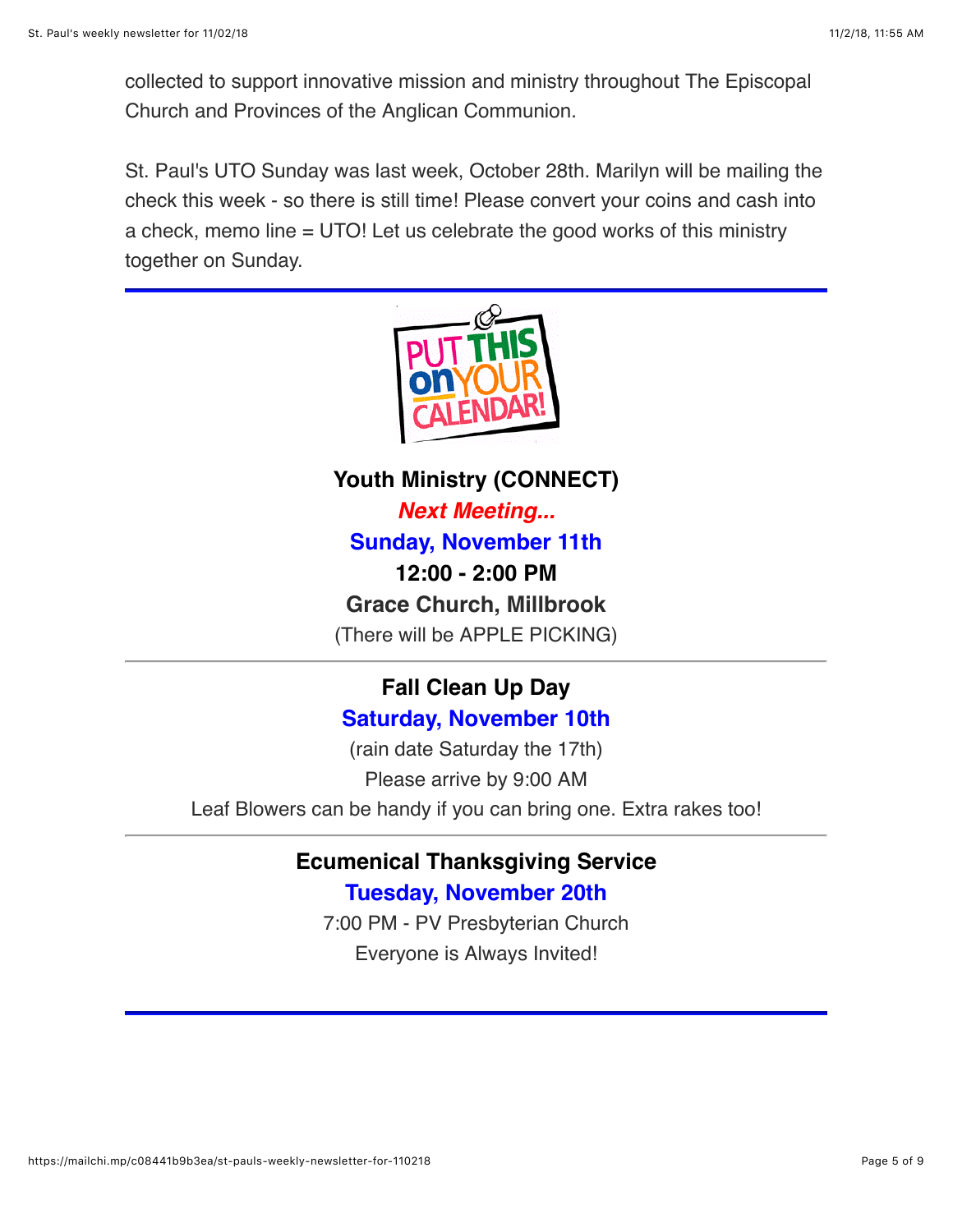collected to support innovative mission and ministry throughout The Episcopal Church and Provinces of the Anglican Communion.

St. Paul's UTO Sunday was last week, October 28th. Marilyn will be mailing the check this week - so there is still time! Please convert your coins and cash into a check, memo line = UTO! Let us celebrate the good works of this ministry together on Sunday.

---

PUT THIS on YOUR CALENDAR!

**Youth Ministry (CONNECT)**

***Next Meeting...***

**Sunday, November 11th**

**12:00 - 2:00 PM**

**Grace Church, Millbrook**

(There will be APPLE PICKING)

---

**Fall Clean Up Day**

**Saturday, November 10th**

(rain date Saturday the 17th)

Please arrive by 9:00 AM

Leaf Blowers can be handy if you can bring one. Extra rakes too!

---

**Ecumenical Thanksgiving Service**

**Tuesday, November 20th**

7:00 PM - PV Presbyterian Church

Everyone is Always Invited!

---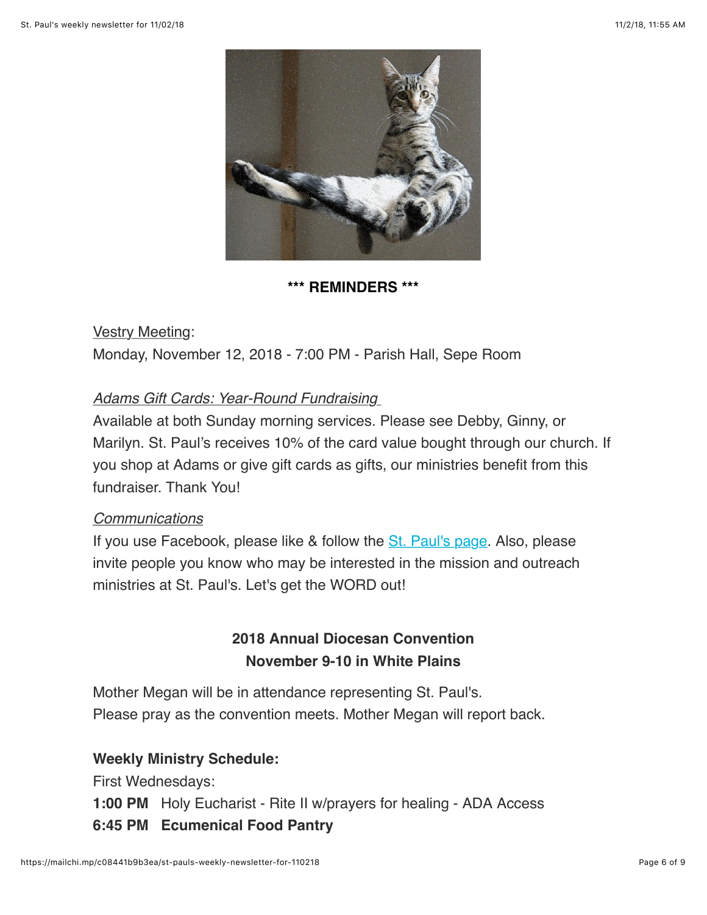**\*\*\* REMINDERS \*\*\***

Vestry Meeting:
Monday, November 12, 2018 - 7:00 PM - Parish Hall, Sepe Room

*Adams Gift Cards: Year-Round Fundraising*
Available at both Sunday morning services. Please see Debby, Ginny, or Marilyn. St. Paul's receives 10% of the card value bought through our church. If you shop at Adams or give gift cards as gifts, our ministries benefit from this fundraiser. Thank You!

*Communications*
If you use Facebook, please like & follow the St. Paul's page. Also, please invite people you know who may be interested in the mission and outreach ministries at St. Paul's. Let's get the WORD out!

**2018 Annual Diocesan Convention**
**November 9-10 in White Plains**

Mother Megan will be in attendance representing St. Paul's.
Please pray as the convention meets. Mother Megan will report back.

**Weekly Ministry Schedule:**
First Wednesdays:
**1:00 PM** Holy Eucharist - Rite II w/prayers for healing - ADA Access
**6:45 PM Ecumenical Food Pantry**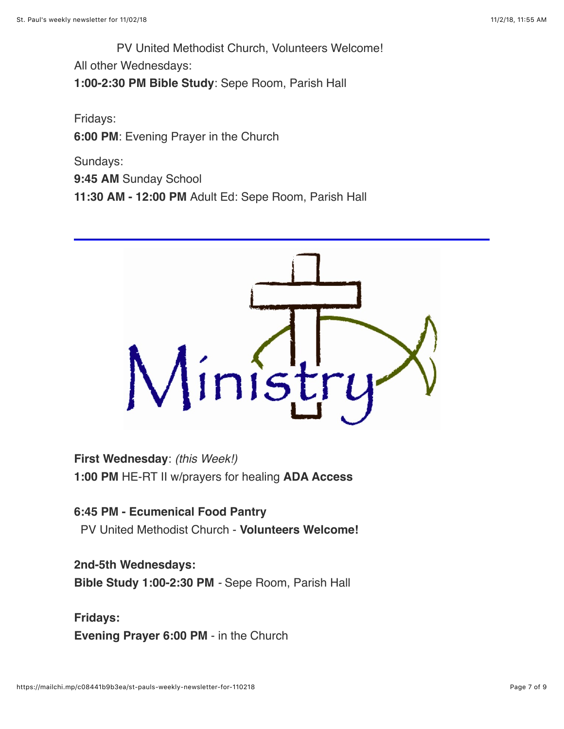PV United Methodist Church, Volunteers Welcome!

All other Wednesdays:

**1:00-2:30 PM Bible Study**: Sepe Room, Parish Hall

Fridays:

**6:00 PM**: Evening Prayer in the Church

Sundays:

**9:45 AM** Sunday School

**11:30 AM - 12:00 PM** Adult Ed: Sepe Room, Parish Hall

---

Ministry

**First Wednesday**: *(this Week!)*

**1:00 PM** HE-RT II w/prayers for healing **ADA Access**

**6:45 PM - Ecumenical Food Pantry**

PV United Methodist Church - **Volunteers Welcome!**

**2nd-5th Wednesdays:**

**Bible Study 1:00-2:30 PM** - Sepe Room, Parish Hall

**Fridays:**

**Evening Prayer 6:00 PM** - in the Church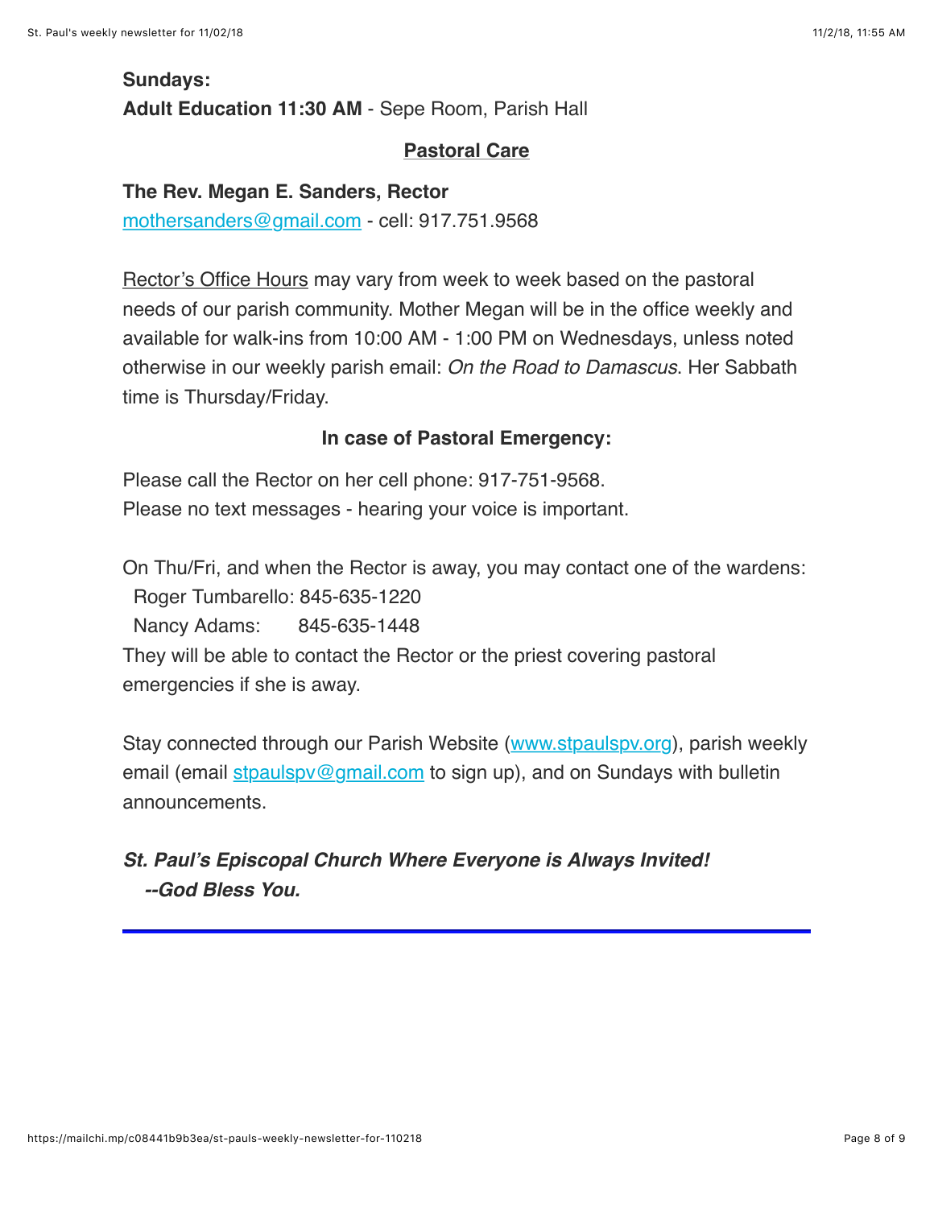**Sundays:**
**Adult Education 11:30 AM** - Sepe Room, Parish Hall

## Pastoral Care

**The Rev. Megan E. Sanders, Rector**
mothersanders@gmail.com - cell: 917.751.9568

Rector's Office Hours may vary from week to week based on the pastoral needs of our parish community. Mother Megan will be in the office weekly and available for walk-ins from 10:00 AM - 1:00 PM on Wednesdays, unless noted otherwise in our weekly parish email: *On the Road to Damascus*. Her Sabbath time is Thursday/Friday.

**In case of Pastoral Emergency:**

Please call the Rector on her cell phone: 917-751-9568.
Please no text messages - hearing your voice is important.

On Thu/Fri, and when the Rector is away, you may contact one of the wardens:
Roger Tumbarello: 845-635-1220
Nancy Adams: 845-635-1448
They will be able to contact the Rector or the priest covering pastoral emergencies if she is away.

Stay connected through our Parish Website (www.stpaulspv.org), parish weekly email (email stpaulspv@gmail.com to sign up), and on Sundays with bulletin announcements.

***St. Paul's Episcopal Church Where Everyone is Always Invited!***
***--God Bless You.***

---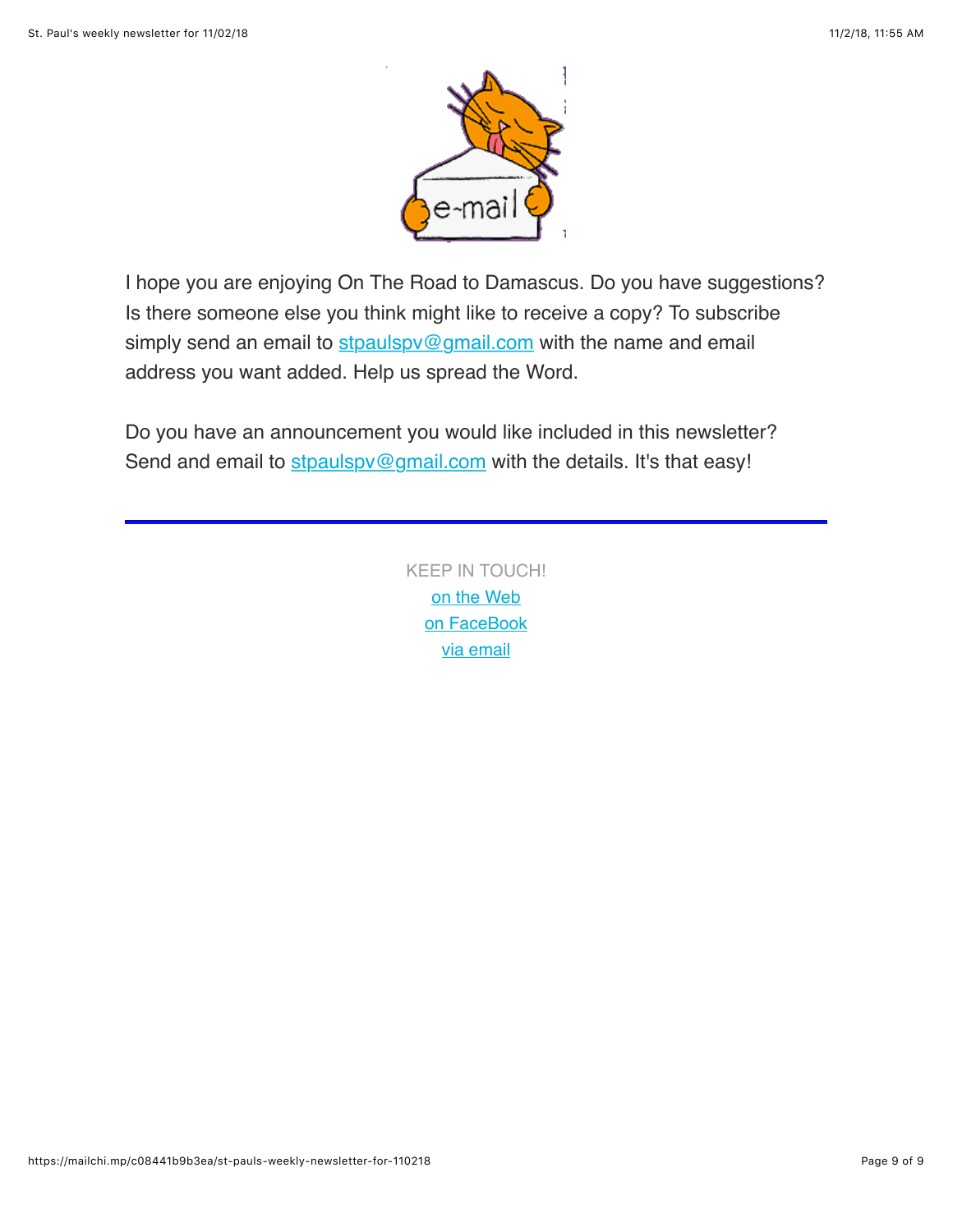I hope you are enjoying On The Road to Damascus. Do you have suggestions? Is there someone else you think might like to receive a copy? To subscribe simply send an email to stpaulspv@gmail.com with the name and email address you want added. Help us spread the Word.

Do you have an announcement you would like included in this newsletter? Send and email to stpaulspv@gmail.com with the details. It's that easy!

---

KEEP IN TOUCH!

on the Web

on FaceBook

via email